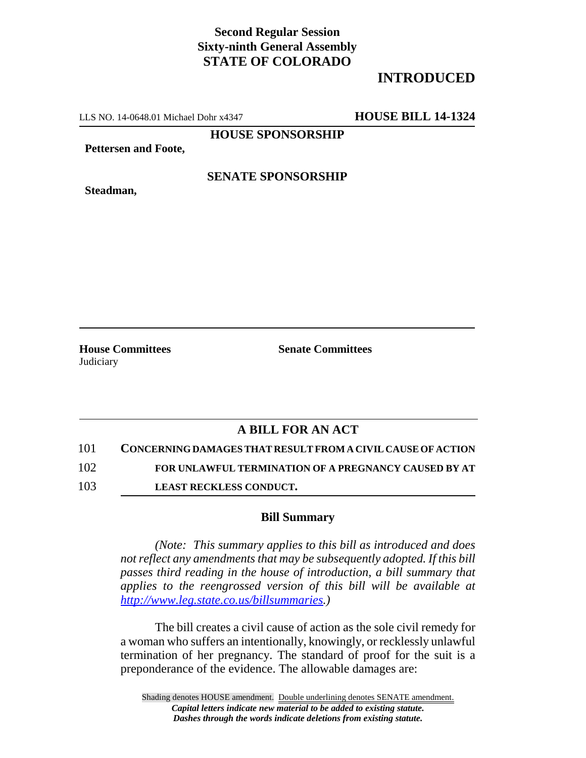**Second Regular Session**
**Sixty-ninth General Assembly**
**STATE OF COLORADO**

**INTRODUCED**

LLS NO. 14-0648.01 Michael Dohr x4347 **HOUSE BILL 14-1324**

**HOUSE SPONSORSHIP**

**Pettersen and Foote,**

**SENATE SPONSORSHIP**

**Steadman,**

**House Committees**
Judiciary

**Senate Committees**

## A BILL FOR AN ACT

101 **CONCERNING DAMAGES THAT RESULT FROM A CIVIL CAUSE OF ACTION**
102 **FOR UNLAWFUL TERMINATION OF A PREGNANCY CAUSED BY AT**
103 **LEAST RECKLESS CONDUCT.**

### Bill Summary

*(Note: This summary applies to this bill as introduced and does not reflect any amendments that may be subsequently adopted. If this bill passes third reading in the house of introduction, a bill summary that applies to the reengrossed version of this bill will be available at http://www.leg.state.co.us/billsummaries.)*

The bill creates a civil cause of action as the sole civil remedy for a woman who suffers an intentionally, knowingly, or recklessly unlawful termination of her pregnancy. The standard of proof for the suit is a preponderance of the evidence. The allowable damages are:

Shading denotes HOUSE amendment. Double underlining denotes SENATE amendment.
*Capital letters indicate new material to be added to existing statute.*
*Dashes through the words indicate deletions from existing statute.*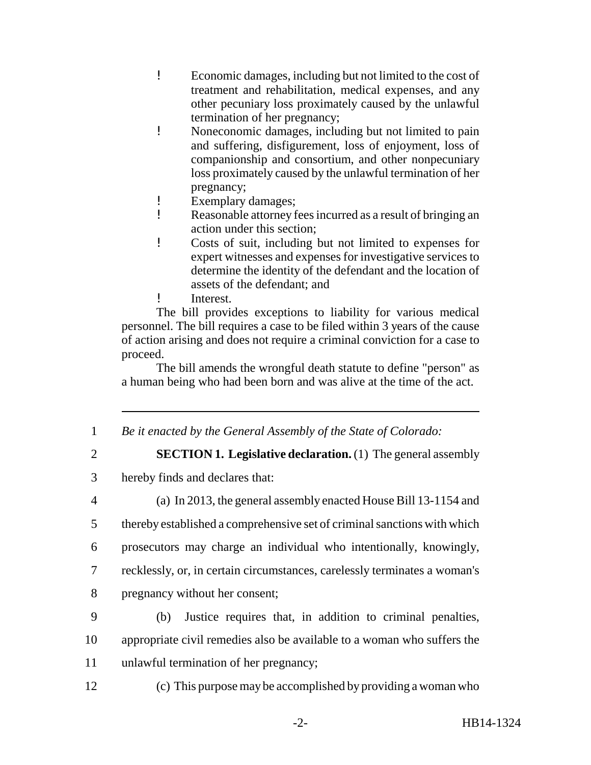- Economic damages, including but not limited to the cost of treatment and rehabilitation, medical expenses, and any other pecuniary loss proximately caused by the unlawful termination of her pregnancy;
- Noneconomic damages, including but not limited to pain and suffering, disfigurement, loss of enjoyment, loss of companionship and consortium, and other nonpecuniary loss proximately caused by the unlawful termination of her pregnancy;
- Exemplary damages;
- Reasonable attorney fees incurred as a result of bringing an action under this section;
- Costs of suit, including but not limited to expenses for expert witnesses and expenses for investigative services to determine the identity of the defendant and the location of assets of the defendant; and
- Interest.

The bill provides exceptions to liability for various medical personnel. The bill requires a case to be filed within 3 years of the cause of action arising and does not require a criminal conviction for a case to proceed.

The bill amends the wrongful death statute to define "person" as a human being who had been born and was alive at the time of the act.

---

1 *Be it enacted by the General Assembly of the State of Colorado:*

2 **SECTION 1. Legislative declaration.** (1) The general assembly

3 hereby finds and declares that:

4 (a) In 2013, the general assembly enacted House Bill 13-1154 and

5 thereby established a comprehensive set of criminal sanctions with which

6 prosecutors may charge an individual who intentionally, knowingly,

7 recklessly, or, in certain circumstances, carelessly terminates a woman's

8 pregnancy without her consent;

9 (b) Justice requires that, in addition to criminal penalties,

10 appropriate civil remedies also be available to a woman who suffers the

11 unlawful termination of her pregnancy;

12 (c) This purpose may be accomplished by providing a woman who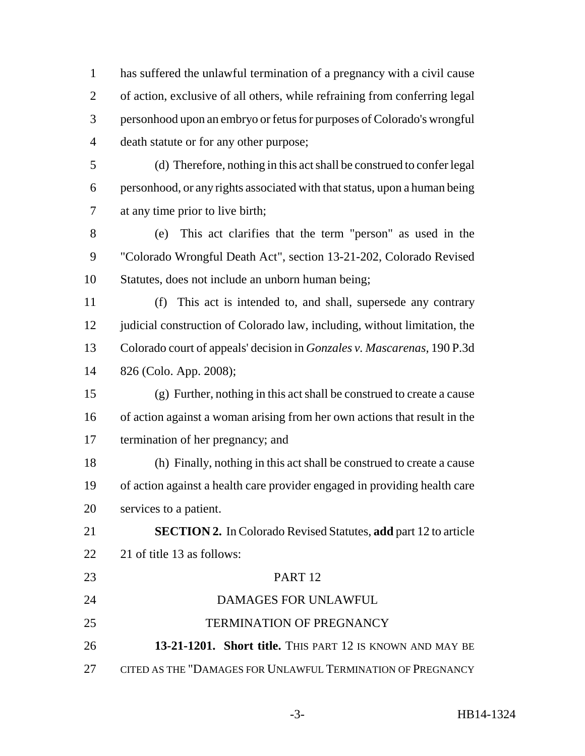has suffered the unlawful termination of a pregnancy with a civil cause of action, exclusive of all others, while refraining from conferring legal personhood upon an embryo or fetus for purposes of Colorado's wrongful death statute or for any other purpose;

(d) Therefore, nothing in this act shall be construed to confer legal personhood, or any rights associated with that status, upon a human being at any time prior to live birth;

(e) This act clarifies that the term "person" as used in the "Colorado Wrongful Death Act", section 13-21-202, Colorado Revised Statutes, does not include an unborn human being;

(f) This act is intended to, and shall, supersede any contrary judicial construction of Colorado law, including, without limitation, the Colorado court of appeals' decision in *Gonzales v. Mascarenas*, 190 P.3d 826 (Colo. App. 2008);

(g) Further, nothing in this act shall be construed to create a cause of action against a woman arising from her own actions that result in the termination of her pregnancy; and

(h) Finally, nothing in this act shall be construed to create a cause of action against a health care provider engaged in providing health care services to a patient.

**SECTION 2.** In Colorado Revised Statutes, **add** part 12 to article 21 of title 13 as follows:

PART 12

DAMAGES FOR UNLAWFUL

TERMINATION OF PREGNANCY

**13-21-1201. Short title.** THIS PART 12 IS KNOWN AND MAY BE CITED AS THE "DAMAGES FOR UNLAWFUL TERMINATION OF PREGNANCY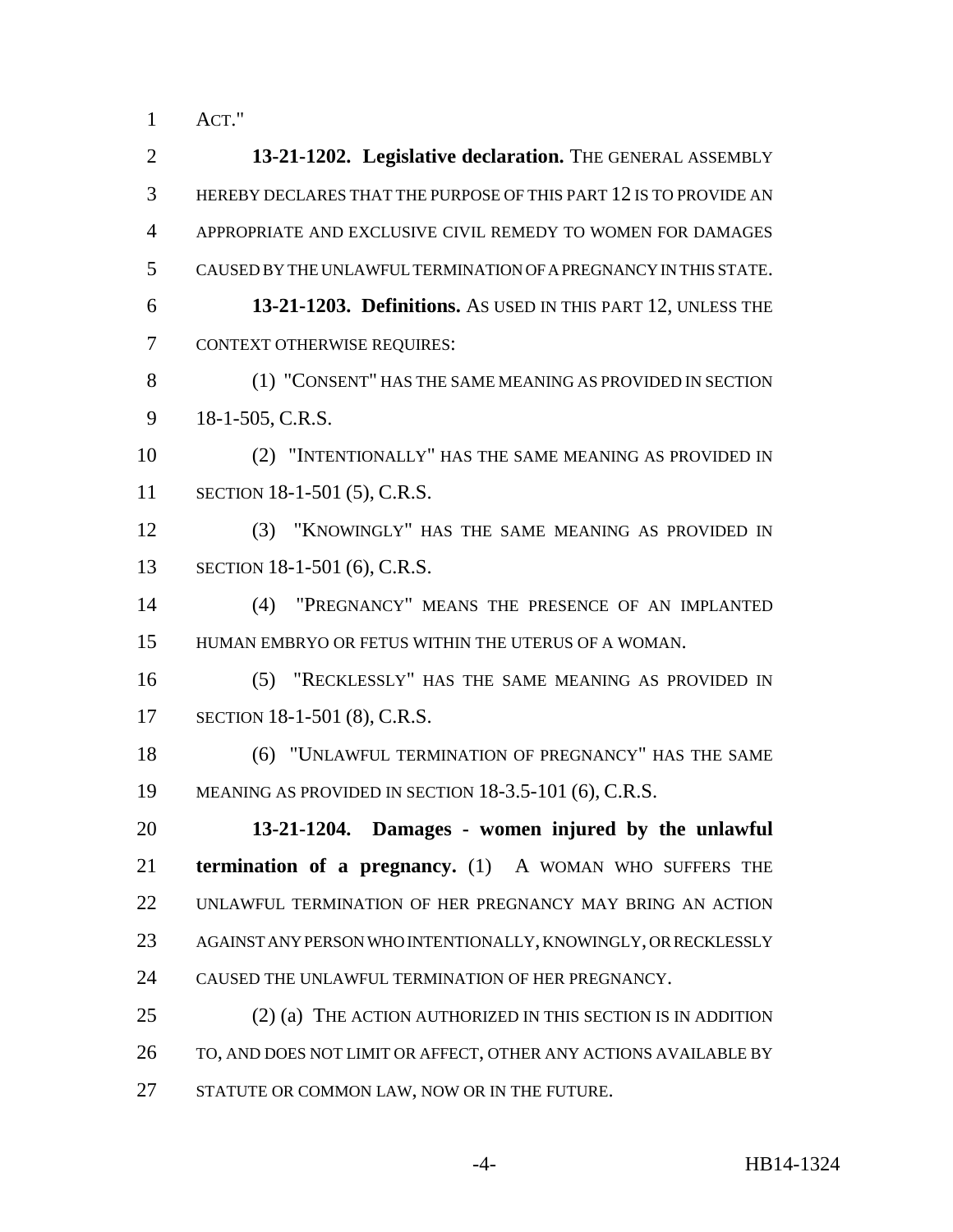ACT."

**13-21-1202. Legislative declaration.** THE GENERAL ASSEMBLY HEREBY DECLARES THAT THE PURPOSE OF THIS PART 12 IS TO PROVIDE AN APPROPRIATE AND EXCLUSIVE CIVIL REMEDY TO WOMEN FOR DAMAGES CAUSED BY THE UNLAWFUL TERMINATION OF A PREGNANCY IN THIS STATE.

**13-21-1203. Definitions.** AS USED IN THIS PART 12, UNLESS THE CONTEXT OTHERWISE REQUIRES:

(1) "CONSENT" HAS THE SAME MEANING AS PROVIDED IN SECTION 18-1-505, C.R.S.

(2) "INTENTIONALLY" HAS THE SAME MEANING AS PROVIDED IN SECTION 18-1-501 (5), C.R.S.

(3) "KNOWINGLY" HAS THE SAME MEANING AS PROVIDED IN SECTION 18-1-501 (6), C.R.S.

(4) "PREGNANCY" MEANS THE PRESENCE OF AN IMPLANTED HUMAN EMBRYO OR FETUS WITHIN THE UTERUS OF A WOMAN.

(5) "RECKLESSLY" HAS THE SAME MEANING AS PROVIDED IN SECTION 18-1-501 (8), C.R.S.

(6) "UNLAWFUL TERMINATION OF PREGNANCY" HAS THE SAME MEANING AS PROVIDED IN SECTION 18-3.5-101 (6), C.R.S.

**13-21-1204. Damages - women injured by the unlawful termination of a pregnancy.** (1) A WOMAN WHO SUFFERS THE UNLAWFUL TERMINATION OF HER PREGNANCY MAY BRING AN ACTION AGAINST ANY PERSON WHO INTENTIONALLY, KNOWINGLY, OR RECKLESSLY CAUSED THE UNLAWFUL TERMINATION OF HER PREGNANCY.

(2) (a) THE ACTION AUTHORIZED IN THIS SECTION IS IN ADDITION TO, AND DOES NOT LIMIT OR AFFECT, OTHER ANY ACTIONS AVAILABLE BY STATUTE OR COMMON LAW, NOW OR IN THE FUTURE.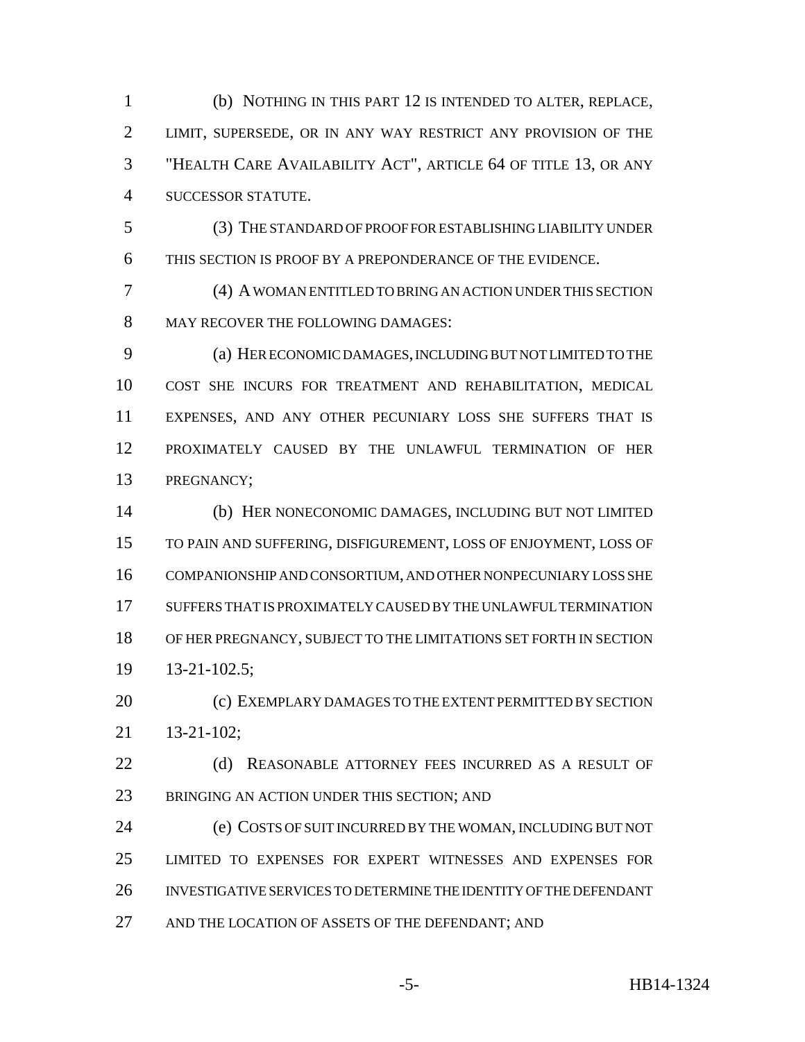(b) NOTHING IN THIS PART 12 IS INTENDED TO ALTER, REPLACE, LIMIT, SUPERSEDE, OR IN ANY WAY RESTRICT ANY PROVISION OF THE "HEALTH CARE AVAILABILITY ACT", ARTICLE 64 OF TITLE 13, OR ANY SUCCESSOR STATUTE.

(3) THE STANDARD OF PROOF FOR ESTABLISHING LIABILITY UNDER THIS SECTION IS PROOF BY A PREPONDERANCE OF THE EVIDENCE.

(4) A WOMAN ENTITLED TO BRING AN ACTION UNDER THIS SECTION MAY RECOVER THE FOLLOWING DAMAGES:

(a) HER ECONOMIC DAMAGES, INCLUDING BUT NOT LIMITED TO THE COST SHE INCURS FOR TREATMENT AND REHABILITATION, MEDICAL EXPENSES, AND ANY OTHER PECUNIARY LOSS SHE SUFFERS THAT IS PROXIMATELY CAUSED BY THE UNLAWFUL TERMINATION OF HER PREGNANCY;

(b) HER NONECONOMIC DAMAGES, INCLUDING BUT NOT LIMITED TO PAIN AND SUFFERING, DISFIGUREMENT, LOSS OF ENJOYMENT, LOSS OF COMPANIONSHIP AND CONSORTIUM, AND OTHER NONPECUNIARY LOSS SHE SUFFERS THAT IS PROXIMATELY CAUSED BY THE UNLAWFUL TERMINATION OF HER PREGNANCY, SUBJECT TO THE LIMITATIONS SET FORTH IN SECTION 13-21-102.5;

(c) EXEMPLARY DAMAGES TO THE EXTENT PERMITTED BY SECTION 13-21-102;

(d) REASONABLE ATTORNEY FEES INCURRED AS A RESULT OF BRINGING AN ACTION UNDER THIS SECTION; AND

(e) COSTS OF SUIT INCURRED BY THE WOMAN, INCLUDING BUT NOT LIMITED TO EXPENSES FOR EXPERT WITNESSES AND EXPENSES FOR INVESTIGATIVE SERVICES TO DETERMINE THE IDENTITY OF THE DEFENDANT AND THE LOCATION OF ASSETS OF THE DEFENDANT; AND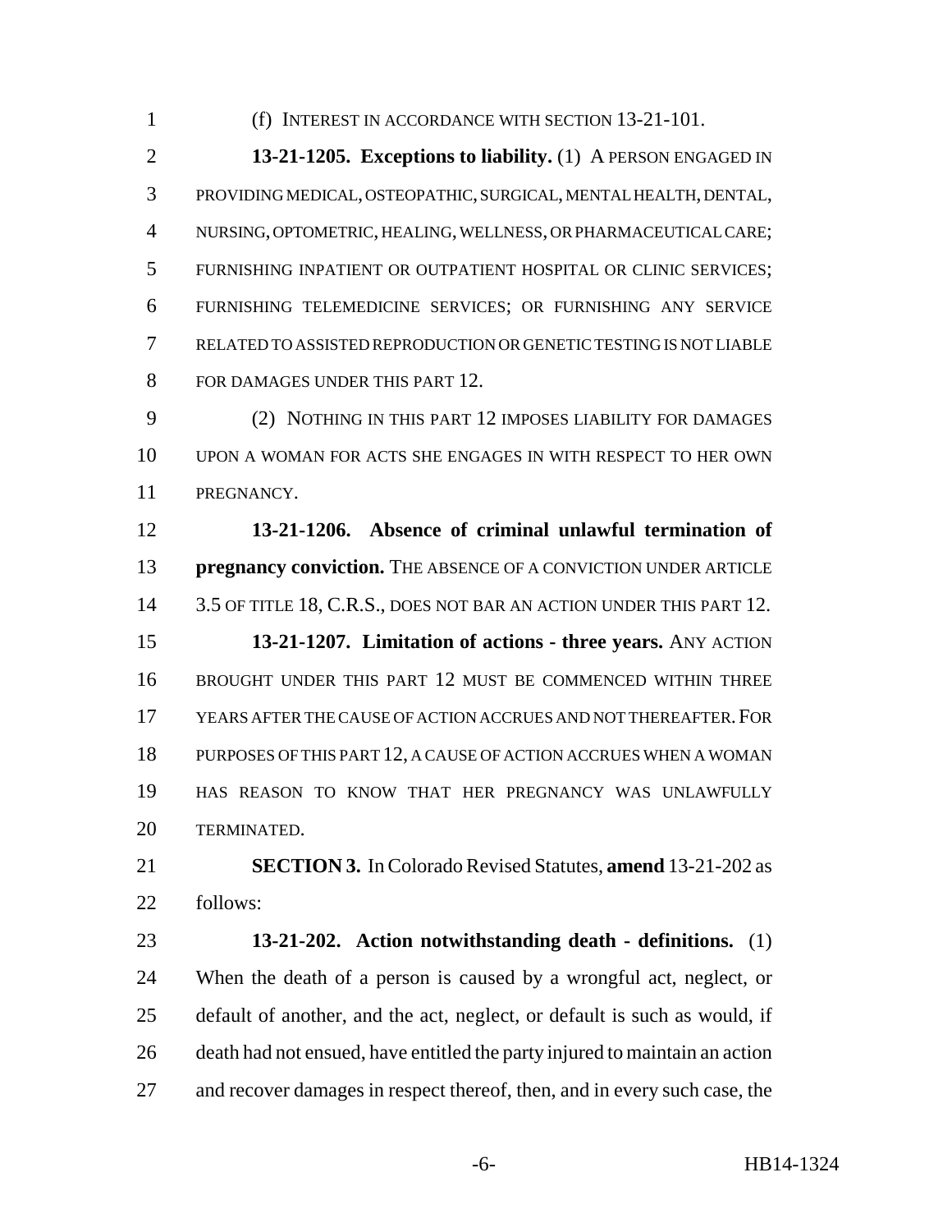(f) INTEREST IN ACCORDANCE WITH SECTION 13-21-101.

**13-21-1205. Exceptions to liability.** (1) A PERSON ENGAGED IN PROVIDING MEDICAL, OSTEOPATHIC, SURGICAL, MENTAL HEALTH, DENTAL, NURSING, OPTOMETRIC, HEALING, WELLNESS, OR PHARMACEUTICAL CARE; FURNISHING INPATIENT OR OUTPATIENT HOSPITAL OR CLINIC SERVICES; FURNISHING TELEMEDICINE SERVICES; OR FURNISHING ANY SERVICE RELATED TO ASSISTED REPRODUCTION OR GENETIC TESTING IS NOT LIABLE FOR DAMAGES UNDER THIS PART 12.

(2) NOTHING IN THIS PART 12 IMPOSES LIABILITY FOR DAMAGES UPON A WOMAN FOR ACTS SHE ENGAGES IN WITH RESPECT TO HER OWN PREGNANCY.

**13-21-1206. Absence of criminal unlawful termination of pregnancy conviction.** THE ABSENCE OF A CONVICTION UNDER ARTICLE 3.5 OF TITLE 18, C.R.S., DOES NOT BAR AN ACTION UNDER THIS PART 12.

**13-21-1207. Limitation of actions - three years.** ANY ACTION BROUGHT UNDER THIS PART 12 MUST BE COMMENCED WITHIN THREE YEARS AFTER THE CAUSE OF ACTION ACCRUES AND NOT THEREAFTER. FOR PURPOSES OF THIS PART 12, A CAUSE OF ACTION ACCRUES WHEN A WOMAN HAS REASON TO KNOW THAT HER PREGNANCY WAS UNLAWFULLY TERMINATED.

**SECTION 3.** In Colorado Revised Statutes, **amend** 13-21-202 as follows:

**13-21-202. Action notwithstanding death - definitions.** (1) When the death of a person is caused by a wrongful act, neglect, or default of another, and the act, neglect, or default is such as would, if death had not ensued, have entitled the party injured to maintain an action and recover damages in respect thereof, then, and in every such case, the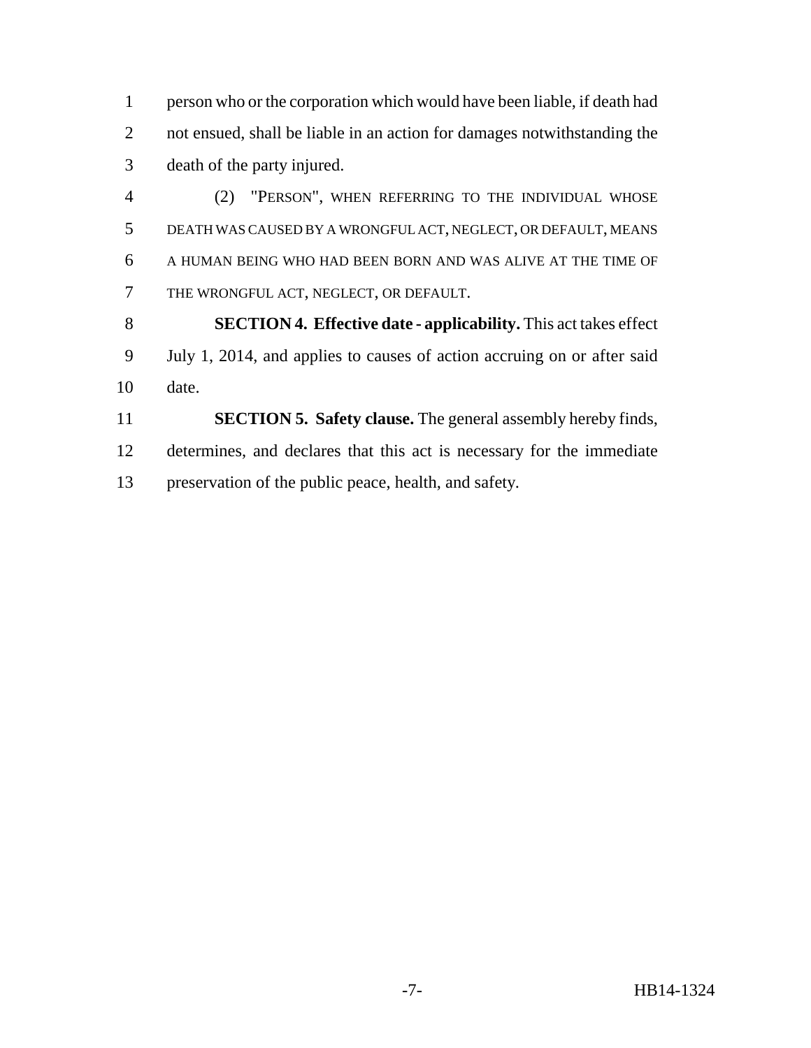person who or the corporation which would have been liable, if death had not ensued, shall be liable in an action for damages notwithstanding the death of the party injured.

(2) "PERSON", WHEN REFERRING TO THE INDIVIDUAL WHOSE DEATH WAS CAUSED BY A WRONGFUL ACT, NEGLECT, OR DEFAULT, MEANS A HUMAN BEING WHO HAD BEEN BORN AND WAS ALIVE AT THE TIME OF THE WRONGFUL ACT, NEGLECT, OR DEFAULT.

**SECTION 4. Effective date - applicability.** This act takes effect July 1, 2014, and applies to causes of action accruing on or after said date.

**SECTION 5. Safety clause.** The general assembly hereby finds, determines, and declares that this act is necessary for the immediate preservation of the public peace, health, and safety.